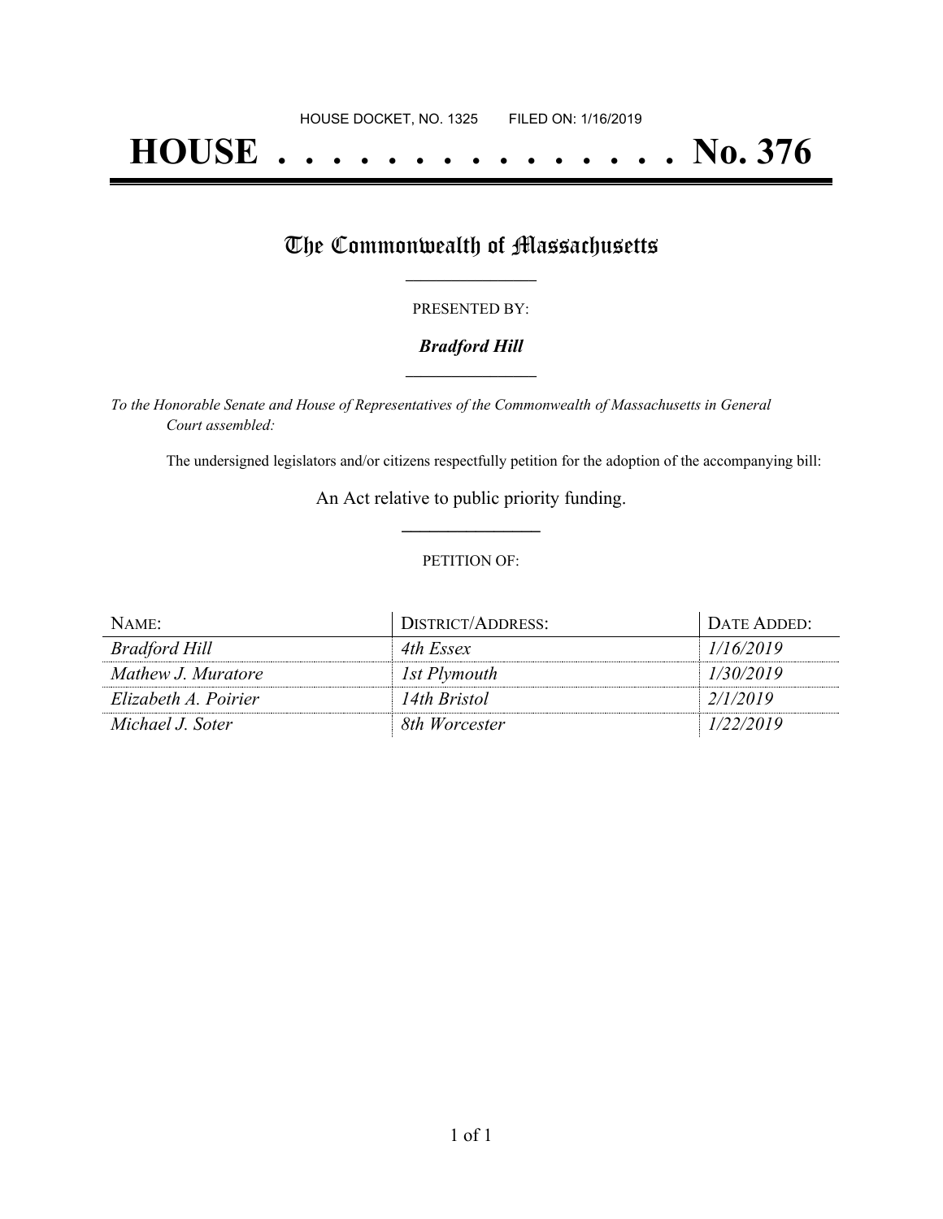HOUSE DOCKET, NO. 1325 FILED ON: 1/16/2019

# HOUSE . . . . . . . . . . . . . . . No. 376

## The Commonwealth of Massachusetts

PRESENTED BY:

***Bradford Hill***

*To the Honorable Senate and House of Representatives of the Commonwealth of Massachusetts in General Court assembled:*

The undersigned legislators and/or citizens respectfully petition for the adoption of the accompanying bill:

An Act relative to public priority funding.

PETITION OF:

| NAME: | DISTRICT/ADDRESS: | DATE ADDED: |
| --- | --- | --- |
| *Bradford Hill* | *4th Essex* | *1/16/2019* |
| *Mathew J. Muratore* | *1st Plymouth* | *1/30/2019* |
| *Elizabeth A. Poirier* | *14th Bristol* | *2/1/2019* |
| *Michael J. Soter* | *8th Worcester* | *1/22/2019* |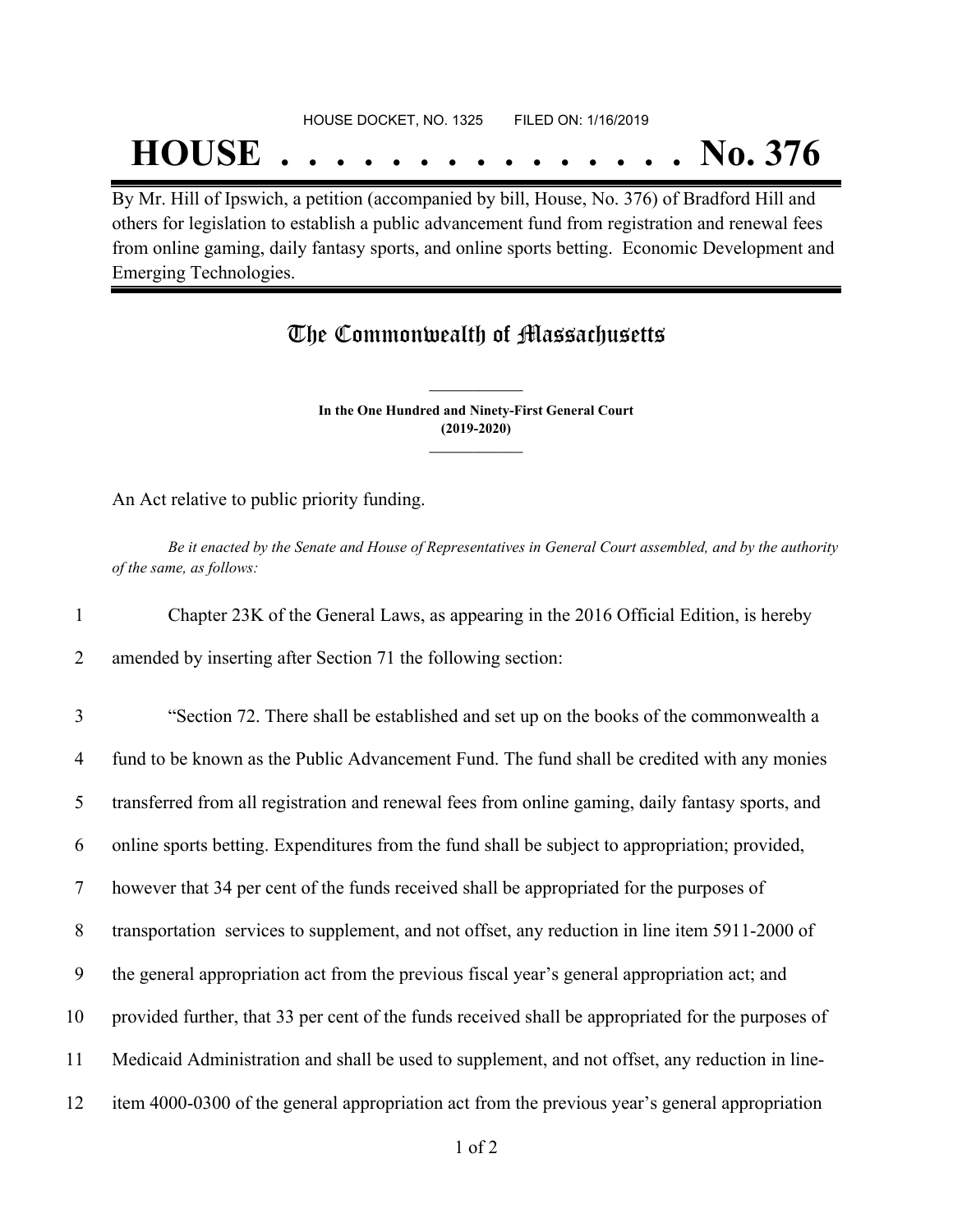HOUSE DOCKET, NO. 1325 FILED ON: 1/16/2019

# HOUSE . . . . . . . . . . . . . . . No. 376

By Mr. Hill of Ipswich, a petition (accompanied by bill, House, No. 376) of Bradford Hill and others for legislation to establish a public advancement fund from registration and renewal fees from online gaming, daily fantasy sports, and online sports betting. Economic Development and Emerging Technologies.

## The Commonwealth of Massachusetts

**In the One Hundred and Ninety-First General Court**
**(2019-2020)**

An Act relative to public priority funding.

*Be it enacted by the Senate and House of Representatives in General Court assembled, and by the authority of the same, as follows:*

1 Chapter 23K of the General Laws, as appearing in the 2016 Official Edition, is hereby
2 amended by inserting after Section 71 the following section:

3 "Section 72. There shall be established and set up on the books of the commonwealth a
4 fund to be known as the Public Advancement Fund. The fund shall be credited with any monies
5 transferred from all registration and renewal fees from online gaming, daily fantasy sports, and
6 online sports betting. Expenditures from the fund shall be subject to appropriation; provided,
7 however that 34 per cent of the funds received shall be appropriated for the purposes of
8 transportation services to supplement, and not offset, any reduction in line item 5911-2000 of
9 the general appropriation act from the previous fiscal year's general appropriation act; and
10 provided further, that 33 per cent of the funds received shall be appropriated for the purposes of
11 Medicaid Administration and shall be used to supplement, and not offset, any reduction in line-
12 item 4000-0300 of the general appropriation act from the previous year's general appropriation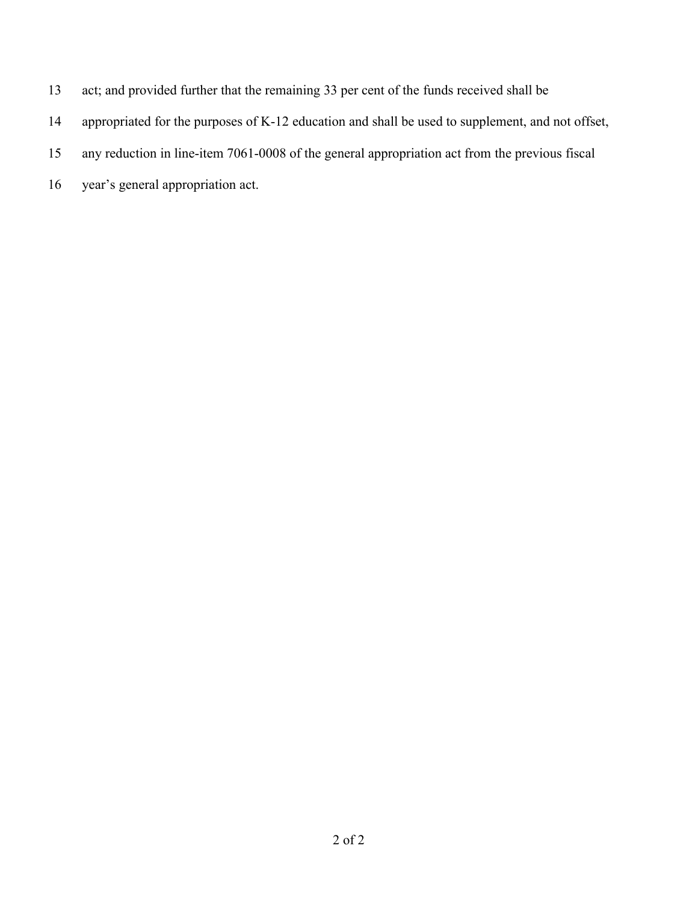13 act; and provided further that the remaining 33 per cent of the funds received shall be

14 appropriated for the purposes of K-12 education and shall be used to supplement, and not offset,

15 any reduction in line-item 7061-0008 of the general appropriation act from the previous fiscal

16 year's general appropriation act.